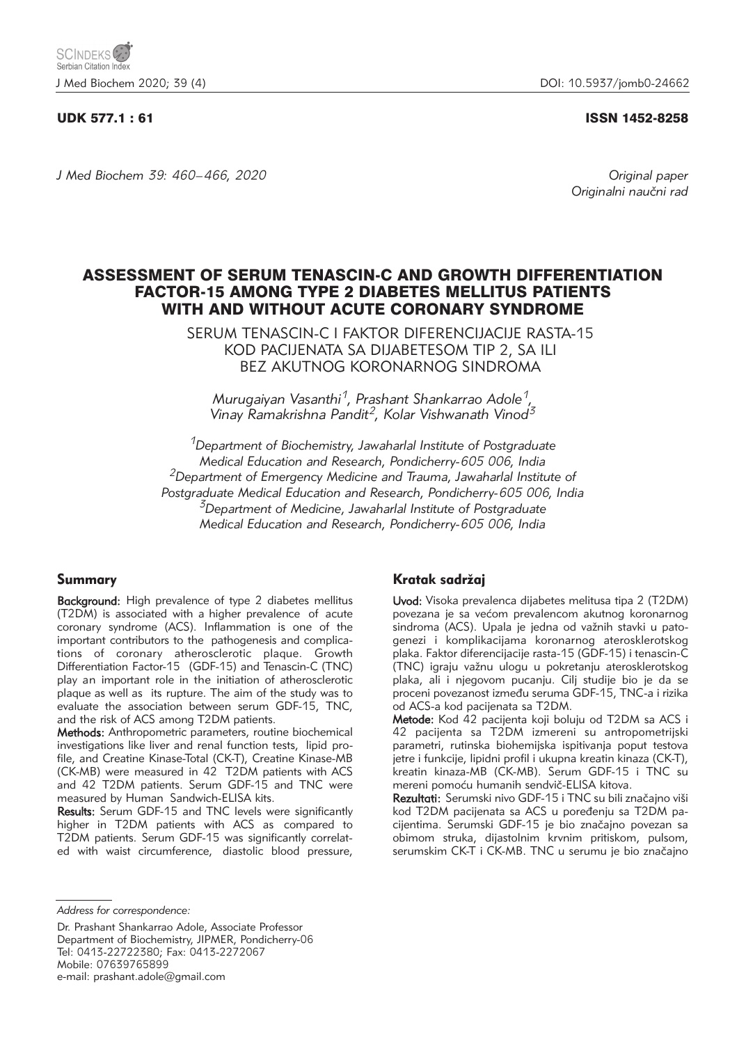UDK 577.1 : 61 ISSN 1452-8258

*Original paper*
*Originalni naučni rad*

# ASSESSMENT OF SERUM TENASCIN-C AND GROWTH DIFFERENTIATION FACTOR-15 AMONG TYPE 2 DIABETES MELLITUS PATIENTS WITH AND WITHOUT ACUTE CORONARY SYNDROME

## SERUM TENASCIN-C I FAKTOR DIFERENCIJACIJE RASTA-15 KOD PACIJENATA SA DIJABETESOM TIP 2, SA ILI BEZ AKUTNOG KORONARNOG SINDROMA

*Murugaiyan Vasanthi[1], Prashant Shankarrao Adole[1], Vinay Ramakrishna Pandit[2], Kolar Vishwanath Vinod[3]*

[1]*Department of Biochemistry, Jawaharlal Institute of Postgraduate Medical Education and Research, Pondicherry-605 006, India*
[2]*Department of Emergency Medicine and Trauma, Jawaharlal Institute of Postgraduate Medical Education and Research, Pondicherry-605 006, India*
[3]*Department of Medicine, Jawaharlal Institute of Postgraduate Medical Education and Research, Pondicherry-605 006, India*

### Summary

**Background:** High prevalence of type 2 diabetes mellitus (T2DM) is associated with a higher prevalence of acute coronary syndrome (ACS). Inflammation is one of the important contributors to the pathogenesis and complications of coronary atherosclerotic plaque. Growth Differentiation Factor-15 (GDF-15) and Tenascin-C (TNC) play an important role in the initiation of atherosclerotic plaque as well as its rupture. The aim of the study was to evaluate the association between serum GDF-15, TNC, and the risk of ACS among T2DM patients.

**Methods:** Anthropometric parameters, routine biochemical investigations like liver and renal function tests, lipid profile, and Creatine Kinase-Total (CK-T), Creatine Kinase-MB (CK-MB) were measured in 42 T2DM patients with ACS and 42 T2DM patients. Serum GDF-15 and TNC were measured by Human Sandwich-ELISA kits.

**Results:** Serum GDF-15 and TNC levels were significantly higher in T2DM patients with ACS as compared to T2DM patients. Serum GDF-15 was significantly correlated with waist circumference, diastolic blood pressure,

### Kratak sadržaj

**Uvod:** Visoka prevalenca dijabetes melitusa tipa 2 (T2DM) povezana je sa većom prevalencom akutnog koronarnog sindroma (ACS). Upala je jedna od važnih stavki u patogenezi i komplikacijama koronarnog aterosklerotskog plaka. Faktor diferencijacije rasta-15 (GDF-15) i tenascin-C (TNC) igraju važnu ulogu u pokretanju aterosklerotskog plaka, ali i njegovom pucanju. Cilj studije bio je da se proceni povezanost između seruma GDF-15, TNC-a i rizika od ACS-a kod pacijenata sa T2DM.

**Metode:** Kod 42 pacijenta koji boluju od T2DM sa ACS i 42 pacijenta sa T2DM izmereni su antropometrijski parametri, rutinska biohemijska ispitivanja poput testova jetre i funkcije, lipidni profil i ukupna kreatin kinaza (CK-T), kreatin kinaza-MB (CK-MB). Serum GDF-15 i TNC su mereni pomoću humanih sendvič-ELISA kitova.

**Rezultati:** Serumski nivo GDF-15 i TNC su bili značajno viši kod T2DM pacijenata sa ACS u poređenju sa T2DM pacijentima. Serumski GDF-15 je bio značajno povezan sa obimom struka, dijastolnim krvnim pritiskom, pulsom, serumskim CK-T i CK-MB. TNC u serumu je bio značajno

---

*Address for correspondence:*

Dr. Prashant Shankarrao Adole, Associate Professor
Department of Biochemistry, JIPMER, Pondicherry-06
Tel: 0413-22722380; Fax: 0413-2272067
Mobile: 07639765899
e-mail: prashant.adole@gmail.com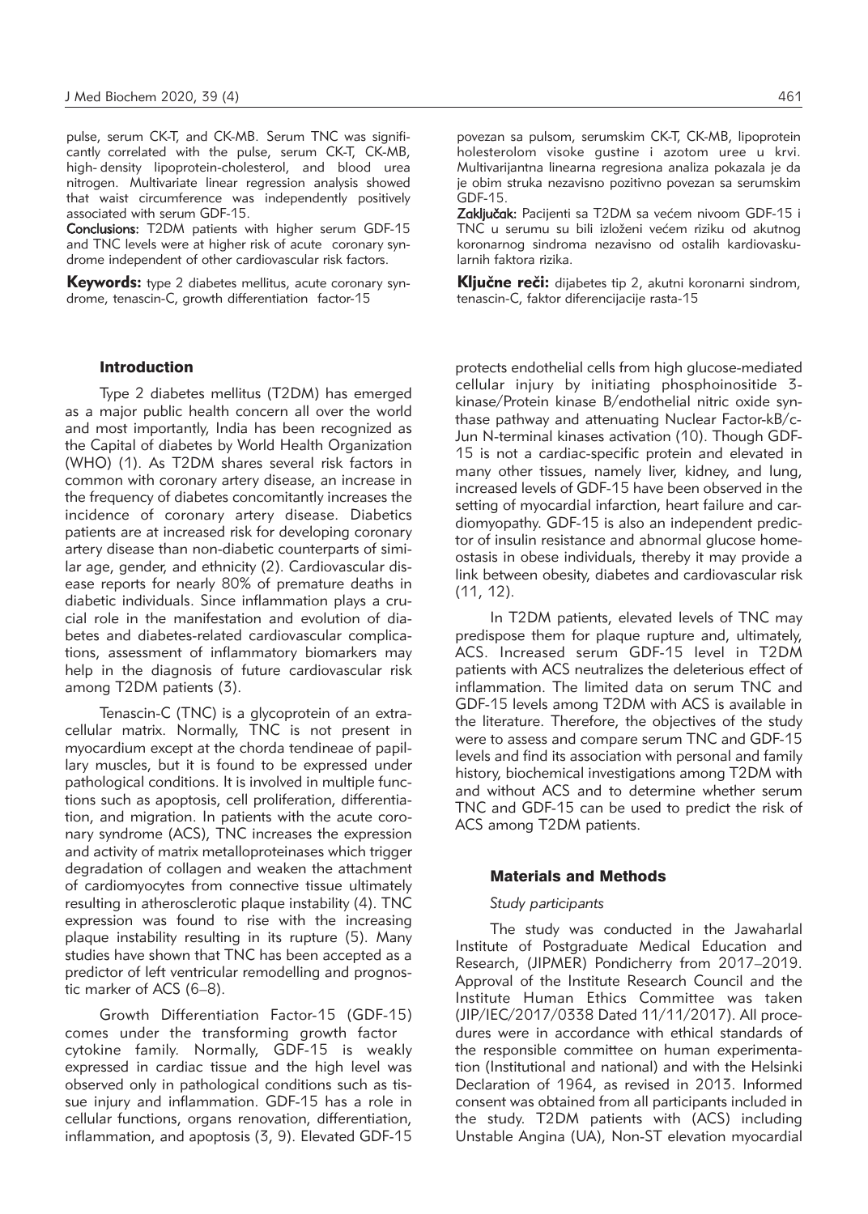pulse, serum CK-T, and CK-MB. Serum TNC was significantly correlated with the pulse, serum CK-T, CK-MB, high- density lipoprotein-cholesterol, and blood urea nitrogen. Multivariate linear regression analysis showed that waist circumference was independently positively associated with serum GDF-15.

**Conclusions:** T2DM patients with higher serum GDF-15 and TNC levels were at higher risk of acute coronary syndrome independent of other cardiovascular risk factors.

**Keywords:** type 2 diabetes mellitus, acute coronary syndrome, tenascin-C, growth differentiation factor-15

povezan sa pulsom, serumskim CK-T, CK-MB, lipoprotein holesterolom visoke gustine i azotom uree u krvi. Multivarijantna linearna regresiona analiza pokazala je da je obim struka nezavisno pozitivno povezan sa serumskim GDF-15.

**Zaključak:** Pacijenti sa T2DM sa većim nivoom GDF-15 i TNC u serumu su bili izloženi većem riziku od akutnog koronarnog sindroma nezavisno od ostalih kardiovaskularnih faktora rizika.

**Ključne reči:** dijabetes tip 2, akutni koronarni sindrom, tenascin-C, faktor diferencijacije rasta-15

## Introduction

Type 2 diabetes mellitus (T2DM) has emerged as a major public health concern all over the world and most importantly, India has been recognized as the Capital of diabetes by World Health Organization (WHO) (1). As T2DM shares several risk factors in common with coronary artery disease, an increase in the frequency of diabetes concomitantly increases the incidence of coronary artery disease. Diabetics patients are at increased risk for developing coronary artery disease than non-diabetic counterparts of similar age, gender, and ethnicity (2). Cardiovascular disease reports for nearly 80% of premature deaths in diabetic individuals. Since inflammation plays a crucial role in the manifestation and evolution of diabetes and diabetes-related cardiovascular complications, assessment of inflammatory biomarkers may help in the diagnosis of future cardiovascular risk among T2DM patients (3).

Tenascin-C (TNC) is a glycoprotein of an extracellular matrix. Normally, TNC is not present in myocardium except at the chorda tendineae of papillary muscles, but it is found to be expressed under pathological conditions. It is involved in multiple functions such as apoptosis, cell proliferation, differentiation, and migration. In patients with the acute coronary syndrome (ACS), TNC increases the expression and activity of matrix metalloproteinases which trigger degradation of collagen and weaken the attachment of cardiomyocytes from connective tissue ultimately resulting in atherosclerotic plaque instability (4). TNC expression was found to rise with the increasing plaque instability resulting in its rupture (5). Many studies have shown that TNC has been accepted as a predictor of left ventricular remodelling and prognostic marker of ACS (6–8).

Growth Differentiation Factor-15 (GDF-15) comes under the transforming growth factor cytokine family. Normally, GDF-15 is weakly expressed in cardiac tissue and the high level was observed only in pathological conditions such as tissue injury and inflammation. GDF-15 has a role in cellular functions, organs renovation, differentiation, inflammation, and apoptosis (3, 9). Elevated GDF-15 protects endothelial cells from high glucose-mediated cellular injury by initiating phosphoinositide 3-kinase/Protein kinase B/endothelial nitric oxide synthase pathway and attenuating Nuclear Factor-kB/c-Jun N-terminal kinases activation (10). Though GDF-15 is not a cardiac-specific protein and elevated in many other tissues, namely liver, kidney, and lung, increased levels of GDF-15 have been observed in the setting of myocardial infarction, heart failure and cardiomyopathy. GDF-15 is also an independent predictor of insulin resistance and abnormal glucose homeostasis in obese individuals, thereby it may provide a link between obesity, diabetes and cardiovascular risk (11, 12).

In T2DM patients, elevated levels of TNC may predispose them for plaque rupture and, ultimately, ACS. Increased serum GDF-15 level in T2DM patients with ACS neutralizes the deleterious effect of inflammation. The limited data on serum TNC and GDF-15 levels among T2DM with ACS is available in the literature. Therefore, the objectives of the study were to assess and compare serum TNC and GDF-15 levels and find its association with personal and family history, biochemical investigations among T2DM with and without ACS and to determine whether serum TNC and GDF-15 can be used to predict the risk of ACS among T2DM patients.

## Materials and Methods

### *Study participants*

The study was conducted in the Jawaharlal Institute of Postgraduate Medical Education and Research, (JIPMER) Pondicherry from 2017–2019. Approval of the Institute Research Council and the Institute Human Ethics Committee was taken (JIP/IEC/2017/0338 Dated 11/11/2017). All procedures were in accordance with ethical standards of the responsible committee on human experimentation (Institutional and national) and with the Helsinki Declaration of 1964, as revised in 2013. Informed consent was obtained from all participants included in the study. T2DM patients with (ACS) including Unstable Angina (UA), Non-ST elevation myocardial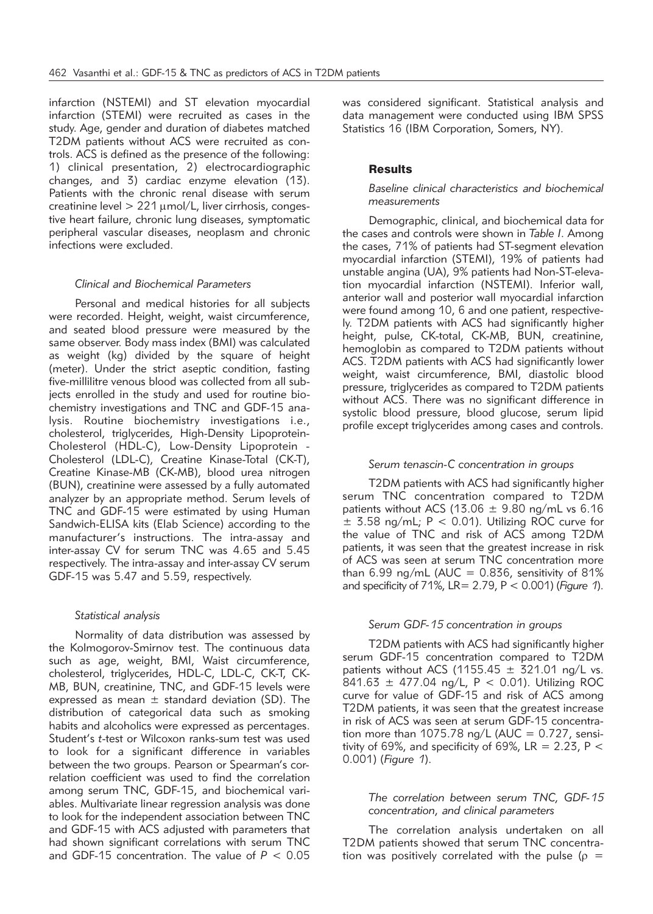infarction (NSTEMI) and ST elevation myocardial infarction (STEMI) were recruited as cases in the study. Age, gender and duration of diabetes matched T2DM patients without ACS were recruited as controls. ACS is defined as the presence of the following: 1) clinical presentation, 2) electrocardiographic changes, and 3) cardiac enzyme elevation (13). Patients with the chronic renal disease with serum creatinine level > 221 μmol/L, liver cirrhosis, congestive heart failure, chronic lung diseases, symptomatic peripheral vascular diseases, neoplasm and chronic infections were excluded.

### *Clinical and Biochemical Parameters*

Personal and medical histories for all subjects were recorded. Height, weight, waist circumference, and seated blood pressure were measured by the same observer. Body mass index (BMI) was calculated as weight (kg) divided by the square of height (meter). Under the strict aseptic condition, fasting five-millilitre venous blood was collected from all subjects enrolled in the study and used for routine biochemistry investigations and TNC and GDF-15 analysis. Routine biochemistry investigations i.e., cholesterol, triglycerides, High-Density Lipoprotein-Cholesterol (HDL-C), Low-Density Lipoprotein - Cholesterol (LDL-C), Creatine Kinase-Total (CK-T), Creatine Kinase-MB (CK-MB), blood urea nitrogen (BUN), creatinine were assessed by a fully automated analyzer by an appropriate method. Serum levels of TNC and GDF-15 were estimated by using Human Sandwich-ELISA kits (Elab Science) according to the manufacturer's instructions. The intra-assay and inter-assay CV for serum TNC was 4.65 and 5.45 respectively. The intra-assay and inter-assay CV serum GDF-15 was 5.47 and 5.59, respectively.

### *Statistical analysis*

Normality of data distribution was assessed by the Kolmogorov-Smirnov test. The continuous data such as age, weight, BMI, Waist circumference, cholesterol, triglycerides, HDL-C, LDL-C, CK-T, CK-MB, BUN, creatinine, TNC, and GDF-15 levels were expressed as mean ± standard deviation (SD). The distribution of categorical data such as smoking habits and alcoholics were expressed as percentages. Student's *t*-test or Wilcoxon ranks-sum test was used to look for a significant difference in variables between the two groups. Pearson or Spearman's correlation coefficient was used to find the correlation among serum TNC, GDF-15, and biochemical variables. Multivariate linear regression analysis was done to look for the independent association between TNC and GDF-15 with ACS adjusted with parameters that had shown significant correlations with serum TNC and GDF-15 concentration. The value of $P < 0.05$ was considered significant. Statistical analysis and data management were conducted using IBM SPSS Statistics 16 (IBM Corporation, Somers, NY).

## Results

### *Baseline clinical characteristics and biochemical measurements*

Demographic, clinical, and biochemical data for the cases and controls were shown in *Table I*. Among the cases, 71% of patients had ST-segment elevation myocardial infarction (STEMI), 19% of patients had unstable angina (UA), 9% patients had Non-ST-elevation myocardial infarction (NSTEMI). Inferior wall, anterior wall and posterior wall myocardial infarction were found among 10, 6 and one patient, respectively. T2DM patients with ACS had significantly higher height, pulse, CK-total, CK-MB, BUN, creatinine, hemoglobin as compared to T2DM patients without ACS. T2DM patients with ACS had significantly lower weight, waist circumference, BMI, diastolic blood pressure, triglycerides as compared to T2DM patients without ACS. There was no significant difference in systolic blood pressure, blood glucose, serum lipid profile except triglycerides among cases and controls.

### *Serum tenascin-C concentration in groups*

T2DM patients with ACS had significantly higher serum TNC concentration compared to T2DM patients without ACS (13.06 ± 9.80 ng/mL vs 6.16 ± 3.58 ng/mL; $P < 0.01$). Utilizing ROC curve for the value of TNC and risk of ACS among T2DM patients, it was seen that the greatest increase in risk of ACS was seen at serum TNC concentration more than 6.99 ng/mL (AUC = 0.836, sensitivity of 81% and specificity of 71%, LR= 2.79, $P < 0.001$) (*Figure 1*).

### *Serum GDF-15 concentration in groups*

T2DM patients with ACS had significantly higher serum GDF-15 concentration compared to T2DM patients without ACS (1155.45 ± 321.01 ng/L vs. 841.63 ± 477.04 ng/L, $P < 0.01$). Utilizing ROC curve for value of GDF-15 and risk of ACS among T2DM patients, it was seen that the greatest increase in risk of ACS was seen at serum GDF-15 concentration more than 1075.78 ng/L (AUC = 0.727, sensitivity of 69%, and specificity of 69%, LR = 2.23, $P < 0.001$) (*Figure 1*).

### *The correlation between serum TNC, GDF-15 concentration, and clinical parameters*

The correlation analysis undertaken on all T2DM patients showed that serum TNC concentration was positively correlated with the pulse ($\rho$ =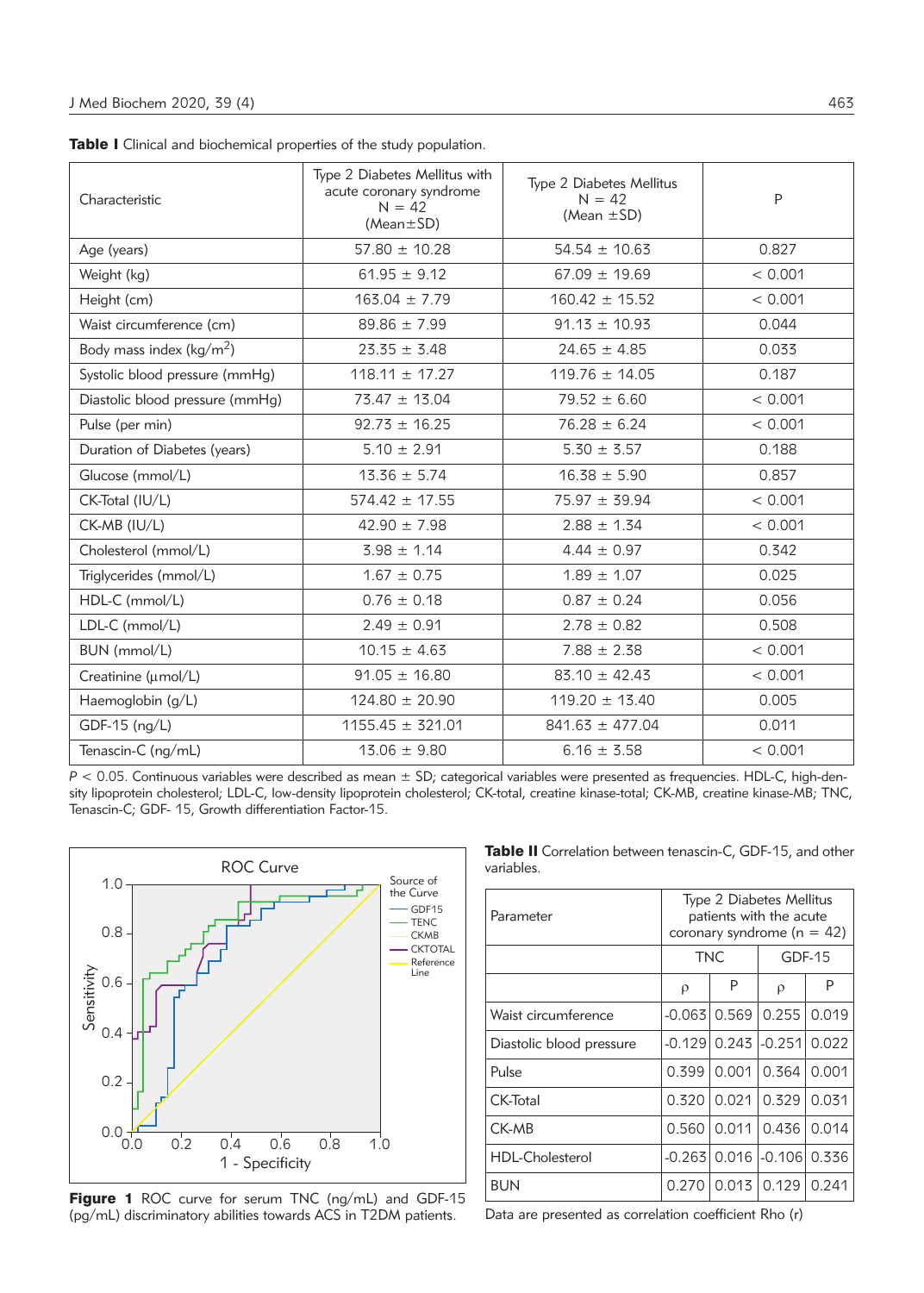**Table I** Clinical and biochemical properties of the study population.

| Characteristic | Type 2 Diabetes Mellitus with acute coronary syndrome N = 42 (Mean±SD) | Type 2 Diabetes Mellitus N = 42 (Mean ±SD) | P |
|---|---|---|---|
| Age (years) | 57.80 ± 10.28 | 54.54 ± 10.63 | 0.827 |
| Weight (kg) | 61.95 ± 9.12 | 67.09 ± 19.69 | < 0.001 |
| Height (cm) | 163.04 ± 7.79 | 160.42 ± 15.52 | < 0.001 |
| Waist circumference (cm) | 89.86 ± 7.99 | 91.13 ± 10.93 | 0.044 |
| Body mass index (kg/m$^2$) | 23.35 ± 3.48 | 24.65 ± 4.85 | 0.033 |
| Systolic blood pressure (mmHg) | 118.11 ± 17.27 | 119.76 ± 14.05 | 0.187 |
| Diastolic blood pressure (mmHg) | 73.47 ± 13.04 | 79.52 ± 6.60 | < 0.001 |
| Pulse (per min) | 92.73 ± 16.25 | 76.28 ± 6.24 | < 0.001 |
| Duration of Diabetes (years) | 5.10 ± 2.91 | 5.30 ± 3.57 | 0.188 |
| Glucose (mmol/L) | 13.36 ± 5.74 | 16.38 ± 5.90 | 0.857 |
| CK-Total (IU/L) | 574.42 ± 17.55 | 75.97 ± 39.94 | < 0.001 |
| CK-MB (IU/L) | 42.90 ± 7.98 | 2.88 ± 1.34 | < 0.001 |
| Cholesterol (mmol/L) | 3.98 ± 1.14 | 4.44 ± 0.97 | 0.342 |
| Triglycerides (mmol/L) | 1.67 ± 0.75 | 1.89 ± 1.07 | 0.025 |
| HDL-C (mmol/L) | 0.76 ± 0.18 | 0.87 ± 0.24 | 0.056 |
| LDL-C (mmol/L) | 2.49 ± 0.91 | 2.78 ± 0.82 | 0.508 |
| BUN (mmol/L) | 10.15 ± 4.63 | 7.88 ± 2.38 | < 0.001 |
| Creatinine (µmol/L) | 91.05 ± 16.80 | 83.10 ± 42.43 | < 0.001 |
| Haemoglobin (g/L) | 124.80 ± 20.90 | 119.20 ± 13.40 | 0.005 |
| GDF-15 (ng/L) | 1155.45 ± 321.01 | 841.63 ± 477.04 | 0.011 |
| Tenascin-C (ng/mL) | 13.06 ± 9.80 | 6.16 ± 3.58 | < 0.001 |

$P < 0.05$. Continuous variables were described as mean ± SD; categorical variables were presented as frequencies. HDL-C, high-density lipoprotein cholesterol; LDL-C, low-density lipoprotein cholesterol; CK-total, creatine kinase-total; CK-MB, creatine kinase-MB; TNC, Tenascin-C; GDF- 15, Growth differentiation Factor-15.

**Figure 1** ROC curve for serum TNC (ng/mL) and GDF-15 (pg/mL) discriminatory abilities towards ACS in T2DM patients.

**Table II** Correlation between tenascin-C, GDF-15, and other variables.

| Parameter | Type 2 Diabetes Mellitus patients with the acute coronary syndrome (n = 42) | | | |
|---|---|---|---|---|
| | TNC | | GDF-15 | |
| | ρ | P | ρ | P |
| Waist circumference | -0.063 | 0.569 | 0.255 | 0.019 |
| Diastolic blood pressure | -0.129 | 0.243 | -0.251 | 0.022 |
| Pulse | 0.399 | 0.001 | 0.364 | 0.001 |
| CK-Total | 0.320 | 0.021 | 0.329 | 0.031 |
| CK-MB | 0.560 | 0.011 | 0.436 | 0.014 |
| HDL-Cholesterol | -0.263 | 0.016 | -0.106 | 0.336 |
| BUN | 0.270 | 0.013 | 0.129 | 0.241 |

Data are presented as correlation coefficient Rho (r)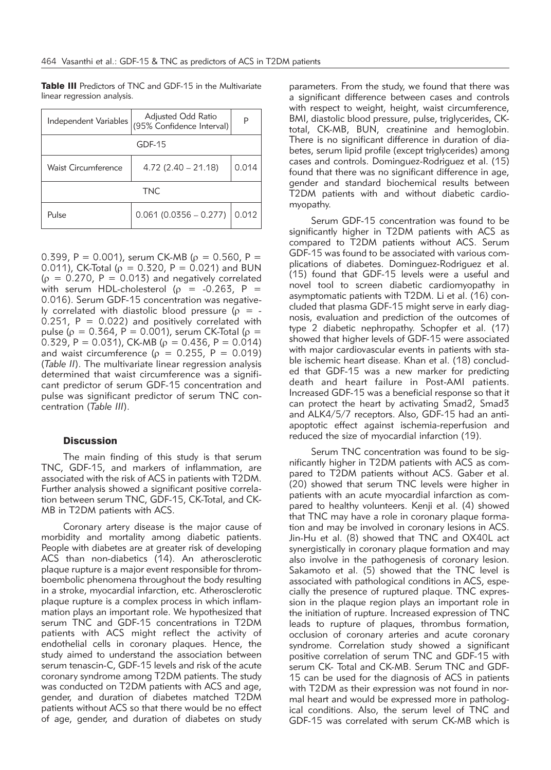**Table III** Predictors of TNC and GDF-15 in the Multivariate linear regression analysis.

| Independent Variables | Adjusted Odd Ratio (95% Confidence Interval) | P |
|---|---|---|
| GDF-15 | | |
| Waist Circumference | 4.72 (2.40 – 21.18) | 0.014 |
| TNC | | |
| Pulse | 0.061 (0.0356 – 0.277) | 0.012 |

0.399, P = 0.001), serum CK-MB (ρ = 0.560, P = 0.011), CK-Total (ρ = 0.320, P = 0.021) and BUN (ρ = 0.270, P = 0.013) and negatively correlated with serum HDL-cholesterol (ρ = -0.263, P = 0.016). Serum GDF-15 concentration was negatively correlated with diastolic blood pressure (ρ = -0.251, P = 0.022) and positively correlated with pulse (ρ = 0.364, P = 0.001), serum CK-Total (ρ = 0.329, P = 0.031), CK-MB (ρ = 0.436, P = 0.014) and waist circumference (ρ = 0.255, P = 0.019) (*Table II*). The multivariate linear regression analysis determined that waist circumference was a significant predictor of serum GDF-15 concentration and pulse was significant predictor of serum TNC concentration (*Table III*).

## Discussion

The main finding of this study is that serum TNC, GDF-15, and markers of inflammation, are associated with the risk of ACS in patients with T2DM. Further analysis showed a significant positive correlation between serum TNC, GDF-15, CK-Total, and CK-MB in T2DM patients with ACS.

Coronary artery disease is the major cause of morbidity and mortality among diabetic patients. People with diabetes are at greater risk of developing ACS than non-diabetics (14). An atherosclerotic plaque rupture is a major event responsible for thromboembolic phenomena throughout the body resulting in a stroke, myocardial infarction, etc. Atherosclerotic plaque rupture is a complex process in which inflammation plays an important role. We hypothesized that serum TNC and GDF-15 concentrations in T2DM patients with ACS might reflect the activity of endothelial cells in coronary plaques. Hence, the study aimed to understand the association between serum tenascin-C, GDF-15 levels and risk of the acute coronary syndrome among T2DM patients. The study was conducted on T2DM patients with ACS and age, gender, and duration of diabetes matched T2DM patients without ACS so that there would be no effect of age, gender, and duration of diabetes on study parameters. From the study, we found that there was a significant difference between cases and controls with respect to weight, height, waist circumference, BMI, diastolic blood pressure, pulse, triglycerides, CK-total, CK-MB, BUN, creatinine and hemoglobin. There is no significant difference in duration of diabetes, serum lipid profile (except triglycerides) among cases and controls. Dominguez-Rodriguez et al. (15) found that there was no significant difference in age, gender and standard biochemical results between T2DM patients with and without diabetic cardiomyopathy.

Serum GDF-15 concentration was found to be significantly higher in T2DM patients with ACS as compared to T2DM patients without ACS. Serum GDF-15 was found to be associated with various complications of diabetes. Dominguez-Rodriguez et al. (15) found that GDF-15 levels were a useful and novel tool to screen diabetic cardiomyopathy in asymptomatic patients with T2DM. Li et al. (16) concluded that plasma GDF-15 might serve in early diagnosis, evaluation and prediction of the outcomes of type 2 diabetic nephropathy. Schopfer et al. (17) showed that higher levels of GDF-15 were associated with major cardiovascular events in patients with stable ischemic heart disease. Khan et al. (18) concluded that GDF-15 was a new marker for predicting death and heart failure in Post-AMI patients. Increased GDF-15 was a beneficial response so that it can protect the heart by activating Smad2, Smad3 and ALK4/5/7 receptors. Also, GDF-15 had an anti-apoptotic effect against ischemia-reperfusion and reduced the size of myocardial infarction (19).

Serum TNC concentration was found to be significantly higher in T2DM patients with ACS as compared to T2DM patients without ACS. Gaber et al. (20) showed that serum TNC levels were higher in patients with an acute myocardial infarction as compared to healthy volunteers. Kenji et al. (4) showed that TNC may have a role in coronary plaque formation and may be involved in coronary lesions in ACS. Jin-Hu et al. (8) showed that TNC and OX40L act synergistically in coronary plaque formation and may also involve in the pathogenesis of coronary lesion. Sakamoto et al. (5) showed that the TNC level is associated with pathological conditions in ACS, especially the presence of ruptured plaque. TNC expression in the plaque region plays an important role in the initiation of rupture. Increased expression of TNC leads to rupture of plaques, thrombus formation, occlusion of coronary arteries and acute coronary syndrome. Correlation study showed a significant positive correlation of serum TNC and GDF-15 with serum CK- Total and CK-MB. Serum TNC and GDF-15 can be used for the diagnosis of ACS in patients with T2DM as their expression was not found in normal heart and would be expressed more in pathological conditions. Also, the serum level of TNC and GDF-15 was correlated with serum CK-MB which is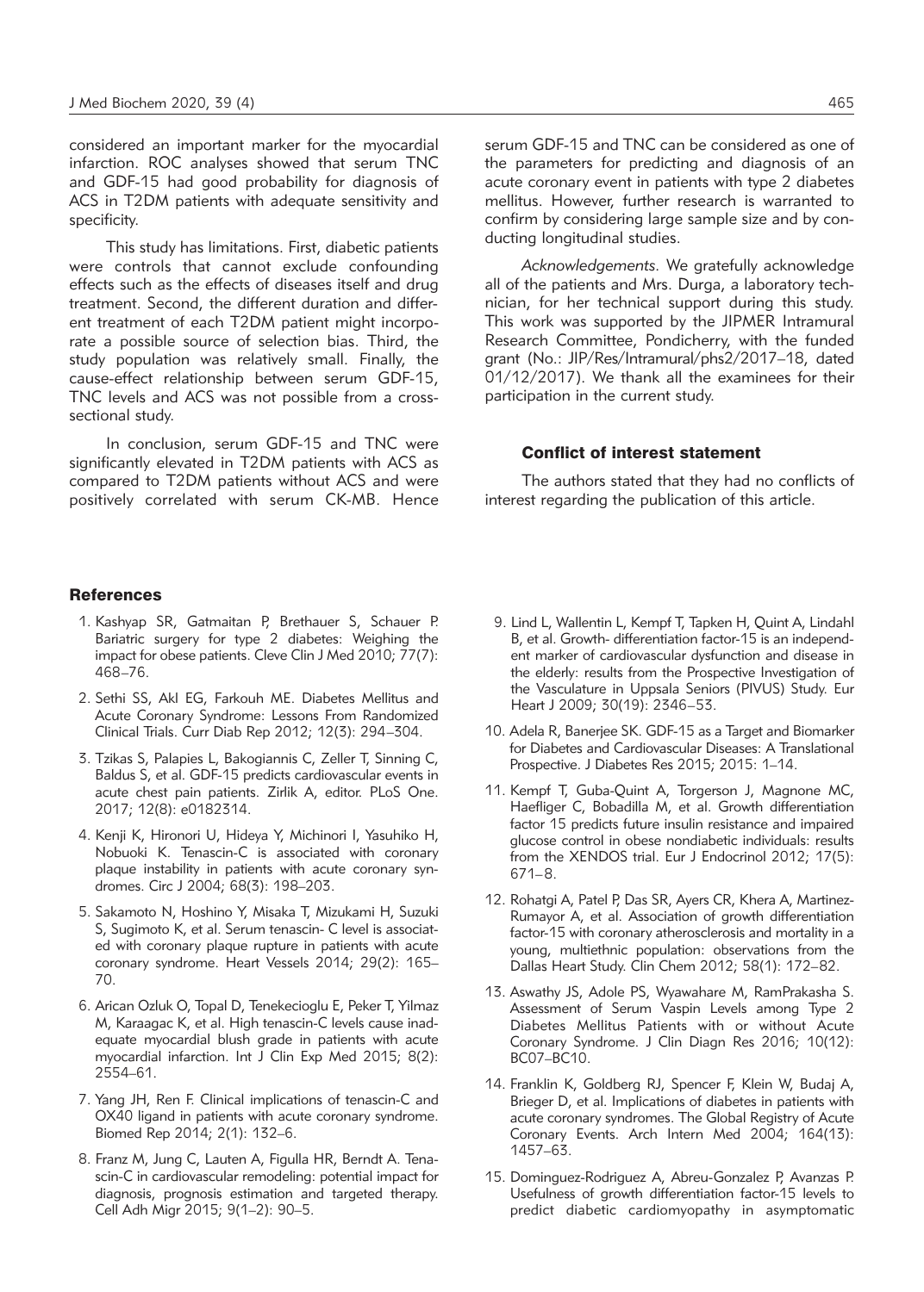considered an important marker for the myocardial infarction. ROC analyses showed that serum TNC and GDF-15 had good probability for diagnosis of ACS in T2DM patients with adequate sensitivity and specificity.

This study has limitations. First, diabetic patients were controls that cannot exclude confounding effects such as the effects of diseases itself and drug treatment. Second, the different duration and different treatment of each T2DM patient might incorporate a possible source of selection bias. Third, the study population was relatively small. Finally, the cause-effect relationship between serum GDF-15, TNC levels and ACS was not possible from a cross-sectional study.

In conclusion, serum GDF-15 and TNC were significantly elevated in T2DM patients with ACS as compared to T2DM patients without ACS and were positively correlated with serum CK-MB. Hence serum GDF-15 and TNC can be considered as one of the parameters for predicting and diagnosis of an acute coronary event in patients with type 2 diabetes mellitus. However, further research is warranted to confirm by considering large sample size and by conducting longitudinal studies.

*Acknowledgements*. We gratefully acknowledge all of the patients and Mrs. Durga, a laboratory technician, for her technical support during this study. This work was supported by the JIPMER Intramural Research Committee, Pondicherry, with the funded grant (No.: JIP/Res/Intramural/phs2/2017–18, dated 01/12/2017). We thank all the examinees for their participation in the current study.

## Conflict of interest statement

The authors stated that they had no conflicts of interest regarding the publication of this article.

## References

1. Kashyap SR, Gatmaitan P, Brethauer S, Schauer P. Bariatric surgery for type 2 diabetes: Weighing the impact for obese patients. Cleve Clin J Med 2010; 77(7): 468–76.
2. Sethi SS, Akl EG, Farkouh ME. Diabetes Mellitus and Acute Coronary Syndrome: Lessons From Randomized Clinical Trials. Curr Diab Rep 2012; 12(3): 294–304.
3. Tzikas S, Palapies L, Bakogiannis C, Zeller T, Sinning C, Baldus S, et al. GDF-15 predicts cardiovascular events in acute chest pain patients. Zirlik A, editor. PLoS One. 2017; 12(8): e0182314.
4. Kenji K, Hironori U, Hideya Y, Michinori I, Yasuhiko H, Nobuoki K. Tenascin-C is associated with coronary plaque instability in patients with acute coronary syndromes. Circ J 2004; 68(3): 198–203.
5. Sakamoto N, Hoshino Y, Misaka T, Mizukami H, Suzuki S, Sugimoto K, et al. Serum tenascin- C level is associated with coronary plaque rupture in patients with acute coronary syndrome. Heart Vessels 2014; 29(2): 165–70.
6. Arican Ozluk O, Topal D, Tenekecioglu E, Peker T, Yilmaz M, Karaagac K, et al. High tenascin-C levels cause inadequate myocardial blush grade in patients with acute myocardial infarction. Int J Clin Exp Med 2015; 8(2): 2554–61.
7. Yang JH, Ren F. Clinical implications of tenascin-C and OX40 ligand in patients with acute coronary syndrome. Biomed Rep 2014; 2(1): 132–6.
8. Franz M, Jung C, Lauten A, Figulla HR, Berndt A. Tenascin-C in cardiovascular remodeling: potential impact for diagnosis, prognosis estimation and targeted therapy. Cell Adh Migr 2015; 9(1–2): 90–5.
9. Lind L, Wallentin L, Kempf T, Tapken H, Quint A, Lindahl B, et al. Growth- differentiation factor-15 is an independent marker of cardiovascular dysfunction and disease in the elderly: results from the Prospective Investigation of the Vasculature in Uppsala Seniors (PIVUS) Study. Eur Heart J 2009; 30(19): 2346–53.
10. Adela R, Banerjee SK. GDF-15 as a Target and Biomarker for Diabetes and Cardiovascular Diseases: A Translational Prospective. J Diabetes Res 2015; 2015: 1–14.
11. Kempf T, Guba-Quint A, Torgerson J, Magnone MC, Haefliger C, Bobadilla M, et al. Growth differentiation factor 15 predicts future insulin resistance and impaired glucose control in obese nondiabetic individuals: results from the XENDOS trial. Eur J Endocrinol 2012; 17(5): 671–8.
12. Rohatgi A, Patel P, Das SR, Ayers CR, Khera A, Martinez-Rumayor A, et al. Association of growth differentiation factor-15 with coronary atherosclerosis and mortality in a young, multiethnic population: observations from the Dallas Heart Study. Clin Chem 2012; 58(1): 172–82.
13. Aswathy JS, Adole PS, Wyawahare M, RamPrakasha S. Assessment of Serum Vaspin Levels among Type 2 Diabetes Mellitus Patients with or without Acute Coronary Syndrome. J Clin Diagn Res 2016; 10(12): BC07–BC10.
14. Franklin K, Goldberg RJ, Spencer F, Klein W, Budaj A, Brieger D, et al. Implications of diabetes in patients with acute coronary syndromes. The Global Registry of Acute Coronary Events. Arch Intern Med 2004; 164(13): 1457–63.
15. Dominguez-Rodriguez A, Abreu-Gonzalez P, Avanzas P. Usefulness of growth differentiation factor-15 levels to predict diabetic cardiomyopathy in asymptomatic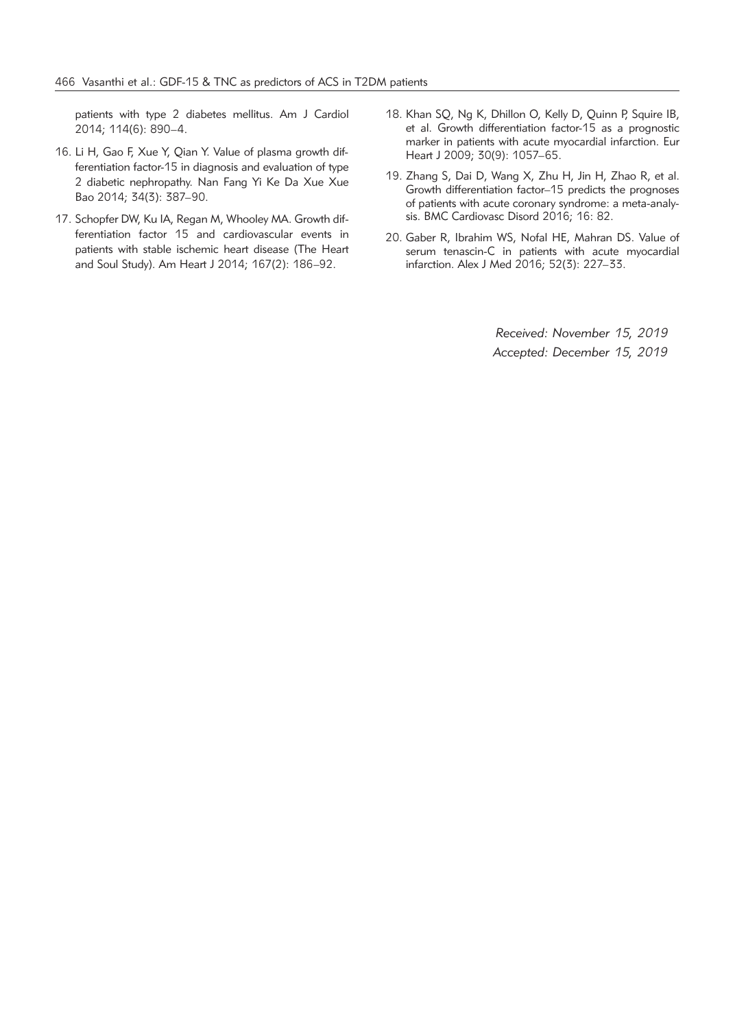patients with type 2 diabetes mellitus. Am J Cardiol 2014; 114(6): 890–4.

16. Li H, Gao F, Xue Y, Qian Y. Value of plasma growth differentiation factor-15 in diagnosis and evaluation of type 2 diabetic nephropathy. Nan Fang Yi Ke Da Xue Xue Bao 2014; 34(3): 387–90.

17. Schopfer DW, Ku IA, Regan M, Whooley MA. Growth differentiation factor 15 and cardiovascular events in patients with stable ischemic heart disease (The Heart and Soul Study). Am Heart J 2014; 167(2): 186–92.

18. Khan SQ, Ng K, Dhillon O, Kelly D, Quinn P, Squire IB, et al. Growth differentiation factor-15 as a prognostic marker in patients with acute myocardial infarction. Eur Heart J 2009; 30(9): 1057–65.

19. Zhang S, Dai D, Wang X, Zhu H, Jin H, Zhao R, et al. Growth differentiation factor–15 predicts the prognoses of patients with acute coronary syndrome: a meta-analysis. BMC Cardiovasc Disord 2016; 16: 82.

20. Gaber R, Ibrahim WS, Nofal HE, Mahran DS. Value of serum tenascin-C in patients with acute myocardial infarction. Alex J Med 2016; 52(3): 227–33.

*Received: November 15, 2019*
*Accepted: December 15, 2019*